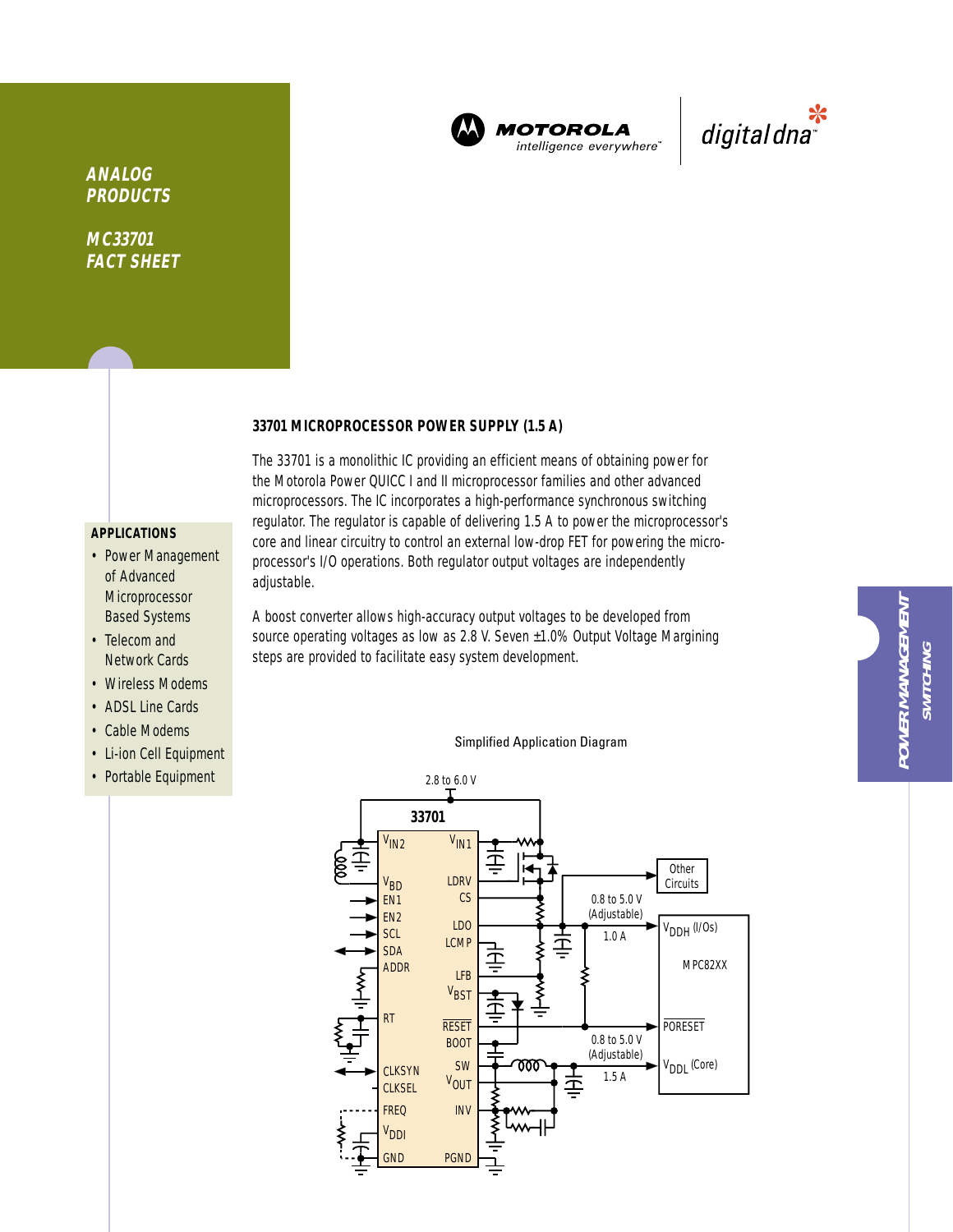**ANALOG PRODUCTS**

**MC33701 FACT SHEET**

MOTOROLA
intelligence everywhere™

digital dna™

POWER MANAGEMENT
SWITCHING

## 33701 MICROPROCESSOR POWER SUPPLY (1.5 A)

The 33701 is a monolithic IC providing an efficient means of obtaining power for the Motorola Power QUICC I and II microprocessor families and other advanced microprocessors. The IC incorporates a high-performance synchronous switching regulator. The regulator is capable of delivering 1.5 A to power the microprocessor's core and linear circuitry to control an external low-drop FET for powering the microprocessor's I/O operations. Both regulator output voltages are independently adjustable.

A boost converter allows high-accuracy output voltages to be developed from source operating voltages as low as 2.8 V. Seven ±1.0% Output Voltage Margining steps are provided to facilitate easy system development.

### APPLICATIONS

- Power Management of Advanced Microprocessor Based Systems
- Telecom and Network Cards
- Wireless Modems
- ADSL Line Cards
- Cable Modems
- Li-ion Cell Equipment
- Portable Equipment

Simplified Application Diagram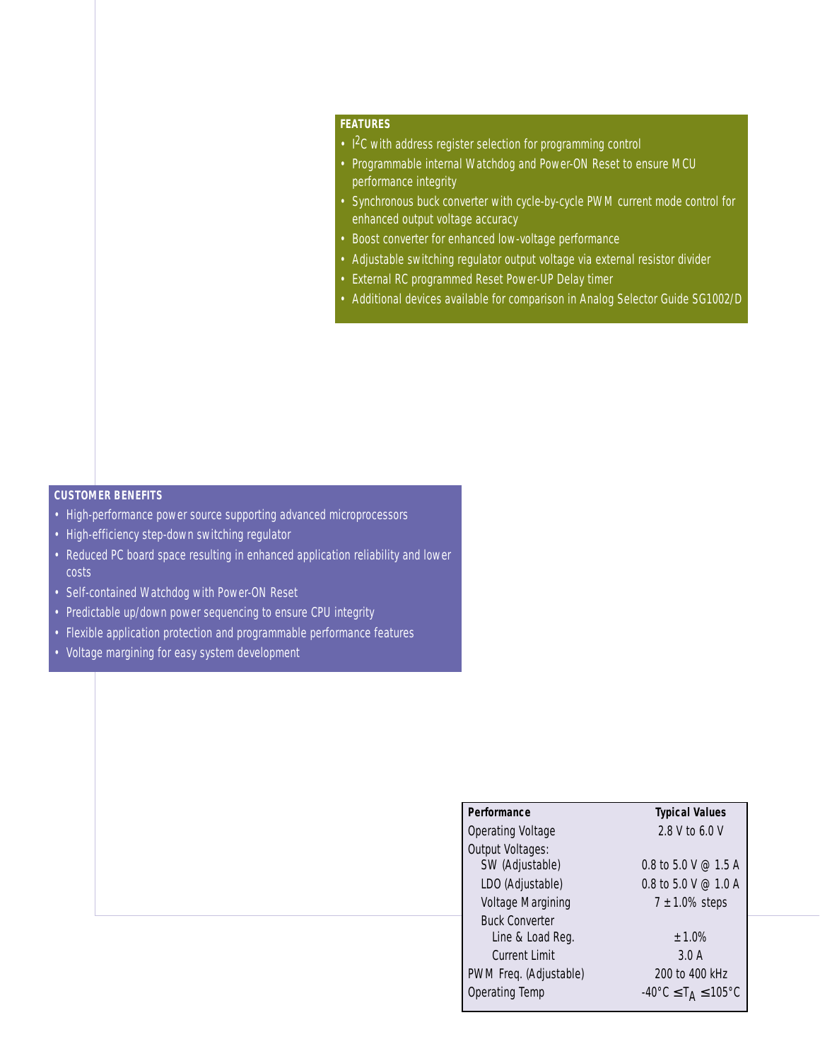## FEATURES

- $I^2C$ with address register selection for programming control
- Programmable internal Watchdog and Power-ON Reset to ensure MCU performance integrity
- Synchronous buck converter with cycle-by-cycle PWM current mode control for enhanced output voltage accuracy
- Boost converter for enhanced low-voltage performance
- Adjustable switching regulator output voltage via external resistor divider
- External RC programmed Reset Power-UP Delay timer
- Additional devices available for comparison in Analog Selector Guide SG1002/D

## CUSTOMER BENEFITS

- High-performance power source supporting advanced microprocessors
- High-efficiency step-down switching regulator
- Reduced PC board space resulting in enhanced application reliability and lower costs
- Self-contained Watchdog with Power-ON Reset
- Predictable up/down power sequencing to ensure CPU integrity
- Flexible application protection and programmable performance features
- Voltage margining for easy system development

| Performance | Typical Values |
|---|---|
| Operating Voltage | 2.8 V to 6.0 V |
| Output Voltages: | |
| SW (Adjustable) | 0.8 to 5.0 V @ 1.5 A |
| LDO (Adjustable) | 0.8 to 5.0 V @ 1.0 A |
| Voltage Margining | 7 ± 1.0% steps |
| Buck Converter | |
| Line & Load Reg. | ± 1.0% |
| Current Limit | 3.0 A |
| PWM Freq. (Adjustable) | 200 to 400 kHz |
| Operating Temp | -40°C ≤ $T_A$ ≤ 105°C |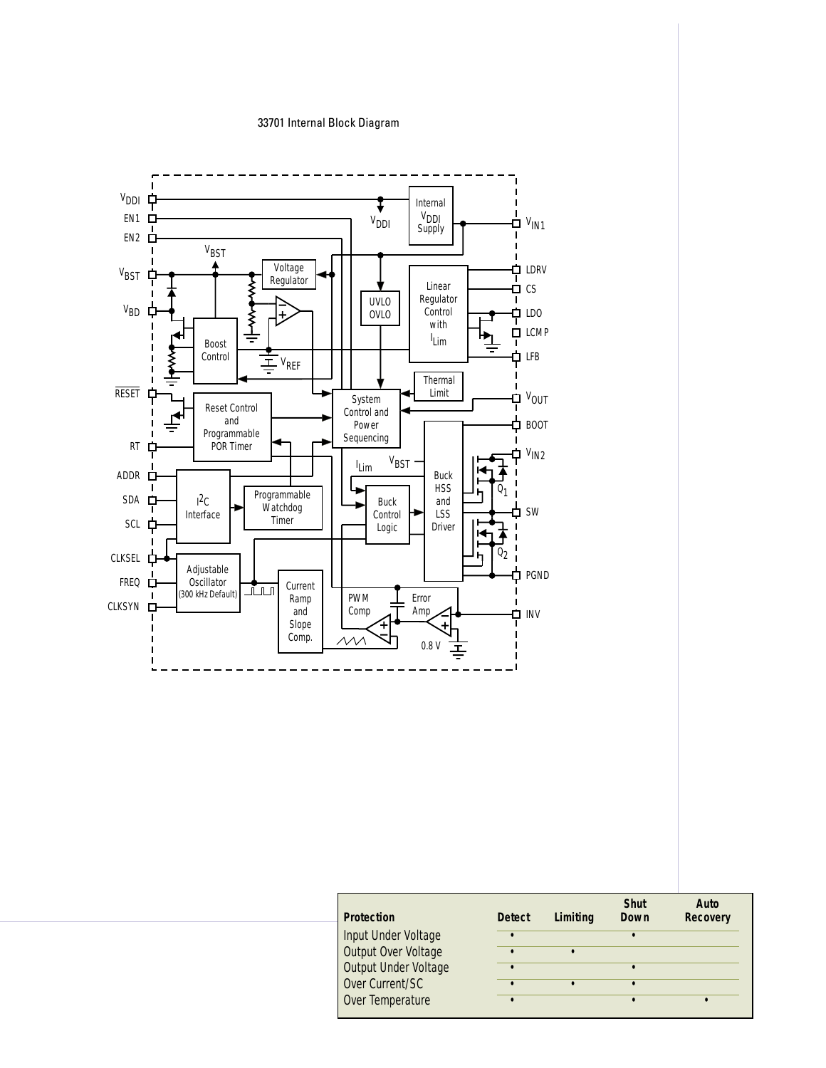33701 Internal Block Diagram

| Protection | Detect | Limiting | Shut Down | Auto Recovery |
| --- | --- | --- | --- | --- |
| Input Under Voltage | • | | • | |
| Output Over Voltage | • | • | | |
| Output Under Voltage | • | | • | |
| Over Current/SC | • | • | • | |
| Over Temperature | • | | • | • |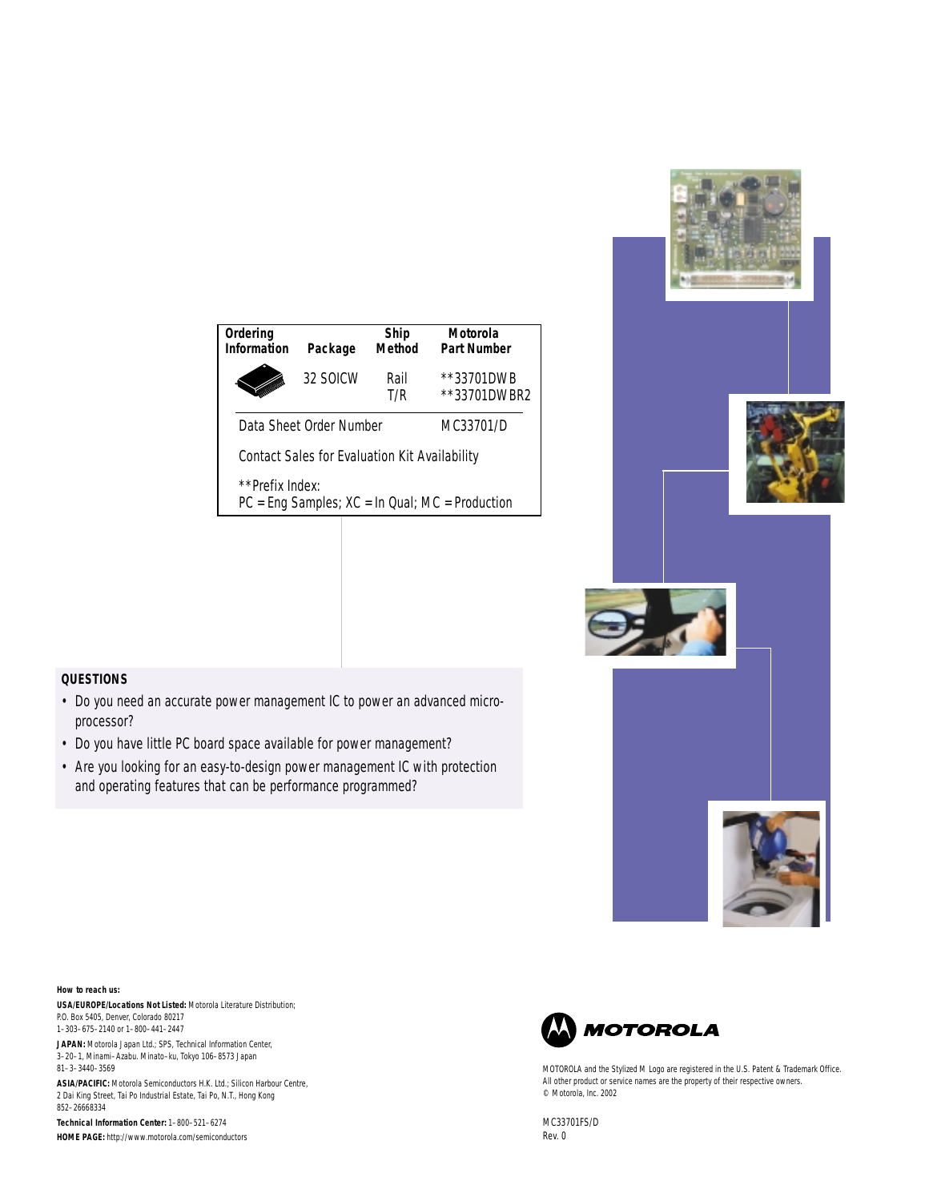| Ordering Information | Package | Ship Method | Motorola Part Number |
|---|---|---|---|
| | 32 SOICW | Rail | **33701DWB |
| | | T/R | **33701DWBR2 |

Data Sheet Order Number MC33701/D

Contact Sales for Evaluation Kit Availability

**Prefix Index:
PC = Eng Samples; XC = In Qual; MC = Production

**QUESTIONS**

- Do you need an accurate power management IC to power an advanced microprocessor?
- Do you have little PC board space available for power management?
- Are you looking for an easy-to-design power management IC with protection and operating features that can be performance programmed?

**How to reach us:**

**USA/EUROPE/Locations Not Listed:** Motorola Literature Distribution; P.O. Box 5405, Denver, Colorado 80217
1–303–675–2140 or 1–800–441–2447

**JAPAN:** Motorola Japan Ltd.; SPS, Technical Information Center, 3–20–1, Minami–Azabu. Minato–ku, Tokyo 106–8573 Japan
81–3–3440–3569

**ASIA/PACIFIC:** Motorola Semiconductors H.K. Ltd.; Silicon Harbour Centre, 2 Dai King Street, Tai Po Industrial Estate, Tai Po, N.T., Hong Kong
852–26668334

**Technical Information Center:** 1–800–521–6274

**HOME PAGE:** http://www.motorola.com/semiconductors

**MOTOROLA**

MOTOROLA and the Stylized M Logo are registered in the U.S. Patent & Trademark Office. All other product or service names are the property of their respective owners.
© Motorola, Inc. 2002

MC33701FS/D
Rev. 0